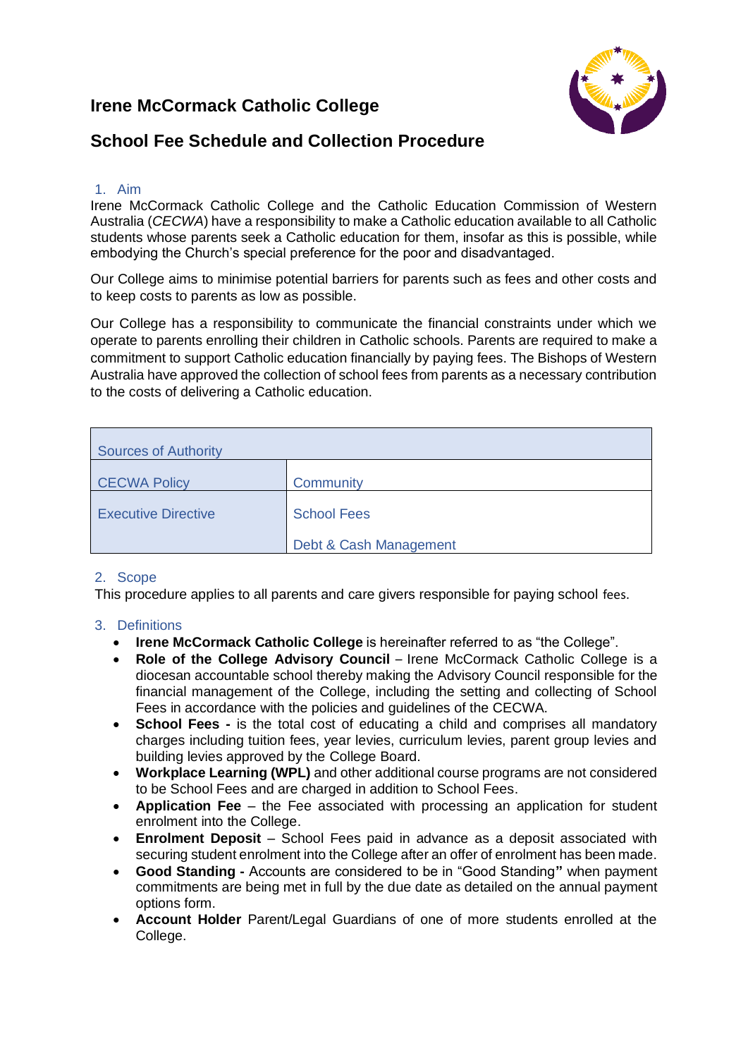# Irene McCormack Catholic College

# School Fee Schedule and Collection Procedure

## 1. Aim

Irene McCormack Catholic College and the Catholic Education Commission of Western Australia (*CECWA*) have a responsibility to make a Catholic education available to all Catholic students whose parents seek a Catholic education for them, insofar as this is possible, while embodying the Church's special preference for the poor and disadvantaged.

Our College aims to minimise potential barriers for parents such as fees and other costs and to keep costs to parents as low as possible.

Our College has a responsibility to communicate the financial constraints under which we operate to parents enrolling their children in Catholic schools. Parents are required to make a commitment to support Catholic education financially by paying fees. The Bishops of Western Australia have approved the collection of school fees from parents as a necessary contribution to the costs of delivering a Catholic education.

| Sources of Authority | |
|---|---|
| CECWA Policy | Community |
| Executive Directive | School Fees<br>Debt & Cash Management |

## 2. Scope

This procedure applies to all parents and care givers responsible for paying school fees.

## 3. Definitions

- **Irene McCormack Catholic College** is hereinafter referred to as "the College".
- **Role of the College Advisory Council** – Irene McCormack Catholic College is a diocesan accountable school thereby making the Advisory Council responsible for the financial management of the College, including the setting and collecting of School Fees in accordance with the policies and guidelines of the CECWA.
- **School Fees -** is the total cost of educating a child and comprises all mandatory charges including tuition fees, year levies, curriculum levies, parent group levies and building levies approved by the College Board.
- **Workplace Learning (WPL)** and other additional course programs are not considered to be School Fees and are charged in addition to School Fees.
- **Application Fee** – the Fee associated with processing an application for student enrolment into the College.
- **Enrolment Deposit** – School Fees paid in advance as a deposit associated with securing student enrolment into the College after an offer of enrolment has been made.
- **Good Standing -** Accounts are considered to be in "Good Standing**"** when payment commitments are being met in full by the due date as detailed on the annual payment options form.
- **Account Holder** Parent/Legal Guardians of one of more students enrolled at the College.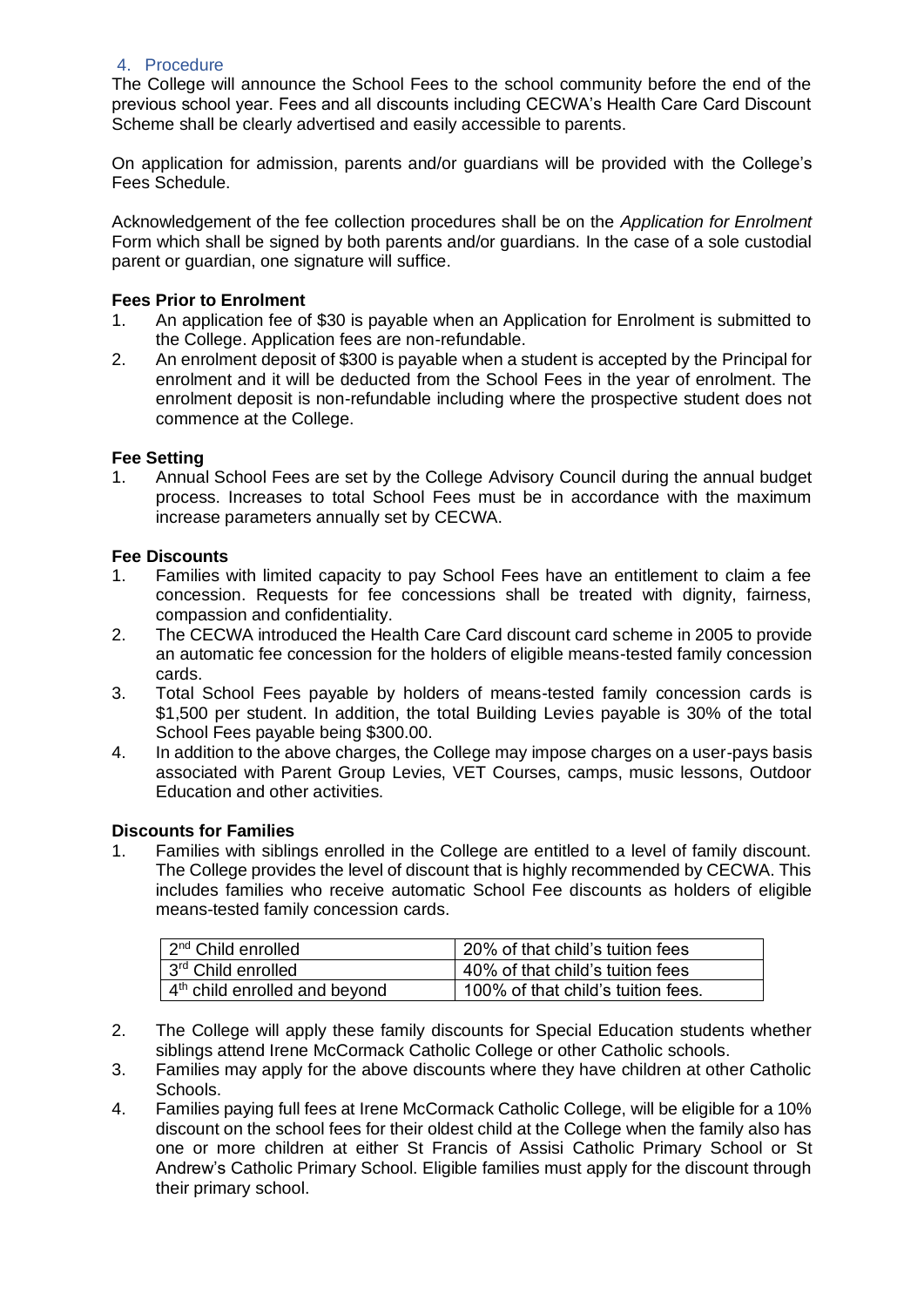## 4. Procedure

The College will announce the School Fees to the school community before the end of the previous school year. Fees and all discounts including CECWA's Health Care Card Discount Scheme shall be clearly advertised and easily accessible to parents.

On application for admission, parents and/or guardians will be provided with the College's Fees Schedule.

Acknowledgement of the fee collection procedures shall be on the *Application for Enrolment* Form which shall be signed by both parents and/or guardians. In the case of a sole custodial parent or guardian, one signature will suffice.

**Fees Prior to Enrolment**

1. An application fee of $30 is payable when an Application for Enrolment is submitted to the College. Application fees are non-refundable.
2. An enrolment deposit of $300 is payable when a student is accepted by the Principal for enrolment and it will be deducted from the School Fees in the year of enrolment. The enrolment deposit is non-refundable including where the prospective student does not commence at the College.

**Fee Setting**

1. Annual School Fees are set by the College Advisory Council during the annual budget process. Increases to total School Fees must be in accordance with the maximum increase parameters annually set by CECWA.

**Fee Discounts**

1. Families with limited capacity to pay School Fees have an entitlement to claim a fee concession. Requests for fee concessions shall be treated with dignity, fairness, compassion and confidentiality.
2. The CECWA introduced the Health Care Card discount card scheme in 2005 to provide an automatic fee concession for the holders of eligible means-tested family concession cards.
3. Total School Fees payable by holders of means-tested family concession cards is $1,500 per student. In addition, the total Building Levies payable is 30% of the total School Fees payable being $300.00.
4. In addition to the above charges, the College may impose charges on a user-pays basis associated with Parent Group Levies, VET Courses, camps, music lessons, Outdoor Education and other activities.

**Discounts for Families**

1. Families with siblings enrolled in the College are entitled to a level of family discount. The College provides the level of discount that is highly recommended by CECWA. This includes families who receive automatic School Fee discounts as holders of eligible means-tested family concession cards.

| | |
|---|---|
| 2nd Child enrolled | 20% of that child's tuition fees |
| 3rd Child enrolled | 40% of that child's tuition fees |
| 4th child enrolled and beyond | 100% of that child's tuition fees. |

2. The College will apply these family discounts for Special Education students whether siblings attend Irene McCormack Catholic College or other Catholic schools.
3. Families may apply for the above discounts where they have children at other Catholic Schools.
4. Families paying full fees at Irene McCormack Catholic College, will be eligible for a 10% discount on the school fees for their oldest child at the College when the family also has one or more children at either St Francis of Assisi Catholic Primary School or St Andrew's Catholic Primary School. Eligible families must apply for the discount through their primary school.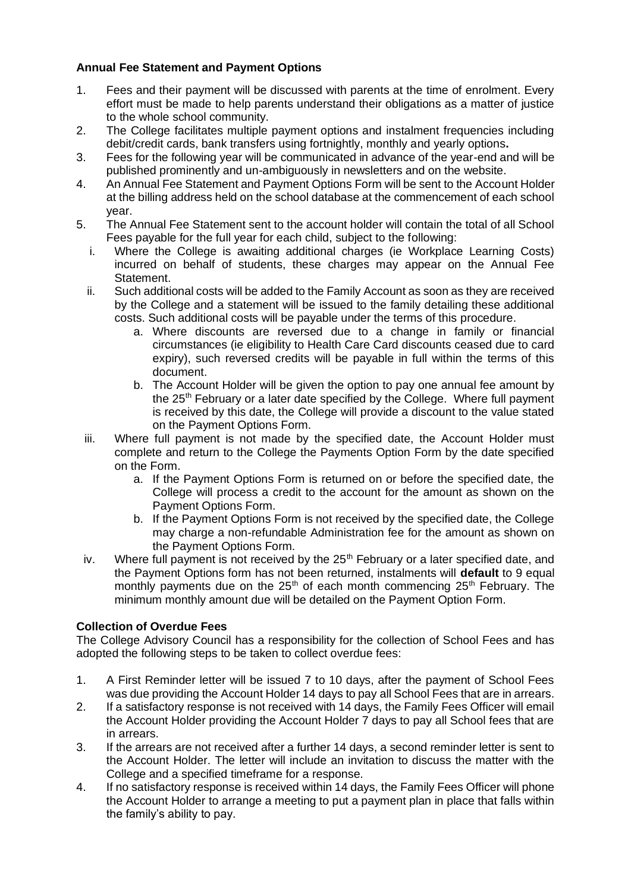**Annual Fee Statement and Payment Options**

1. Fees and their payment will be discussed with parents at the time of enrolment. Every effort must be made to help parents understand their obligations as a matter of justice to the whole school community.
2. The College facilitates multiple payment options and instalment frequencies including debit/credit cards, bank transfers using fortnightly, monthly and yearly options**.**
3. Fees for the following year will be communicated in advance of the year-end and will be published prominently and un-ambiguously in newsletters and on the website.
4. An Annual Fee Statement and Payment Options Form will be sent to the Account Holder at the billing address held on the school database at the commencement of each school year.
5. The Annual Fee Statement sent to the account holder will contain the total of all School Fees payable for the full year for each child, subject to the following:
   i. Where the College is awaiting additional charges (ie Workplace Learning Costs) incurred on behalf of students, these charges may appear on the Annual Fee Statement.
   ii. Such additional costs will be added to the Family Account as soon as they are received by the College and a statement will be issued to the family detailing these additional costs. Such additional costs will be payable under the terms of this procedure.
      a. Where discounts are reversed due to a change in family or financial circumstances (ie eligibility to Health Care Card discounts ceased due to card expiry), such reversed credits will be payable in full within the terms of this document.
      b. The Account Holder will be given the option to pay one annual fee amount by the 25th February or a later date specified by the College. Where full payment is received by this date, the College will provide a discount to the value stated on the Payment Options Form.
   iii. Where full payment is not made by the specified date, the Account Holder must complete and return to the College the Payments Option Form by the date specified on the Form.
      a. If the Payment Options Form is returned on or before the specified date, the College will process a credit to the account for the amount as shown on the Payment Options Form.
      b. If the Payment Options Form is not received by the specified date, the College may charge a non-refundable Administration fee for the amount as shown on the Payment Options Form.
   iv. Where full payment is not received by the 25th February or a later specified date, and the Payment Options form has not been returned, instalments will **default** to 9 equal monthly payments due on the 25th of each month commencing 25th February. The minimum monthly amount due will be detailed on the Payment Option Form.

**Collection of Overdue Fees**

The College Advisory Council has a responsibility for the collection of School Fees and has adopted the following steps to be taken to collect overdue fees:

1. A First Reminder letter will be issued 7 to 10 days, after the payment of School Fees was due providing the Account Holder 14 days to pay all School Fees that are in arrears.
2. If a satisfactory response is not received with 14 days, the Family Fees Officer will email the Account Holder providing the Account Holder 7 days to pay all School fees that are in arrears.
3. If the arrears are not received after a further 14 days, a second reminder letter is sent to the Account Holder. The letter will include an invitation to discuss the matter with the College and a specified timeframe for a response.
4. If no satisfactory response is received within 14 days, the Family Fees Officer will phone the Account Holder to arrange a meeting to put a payment plan in place that falls within the family's ability to pay.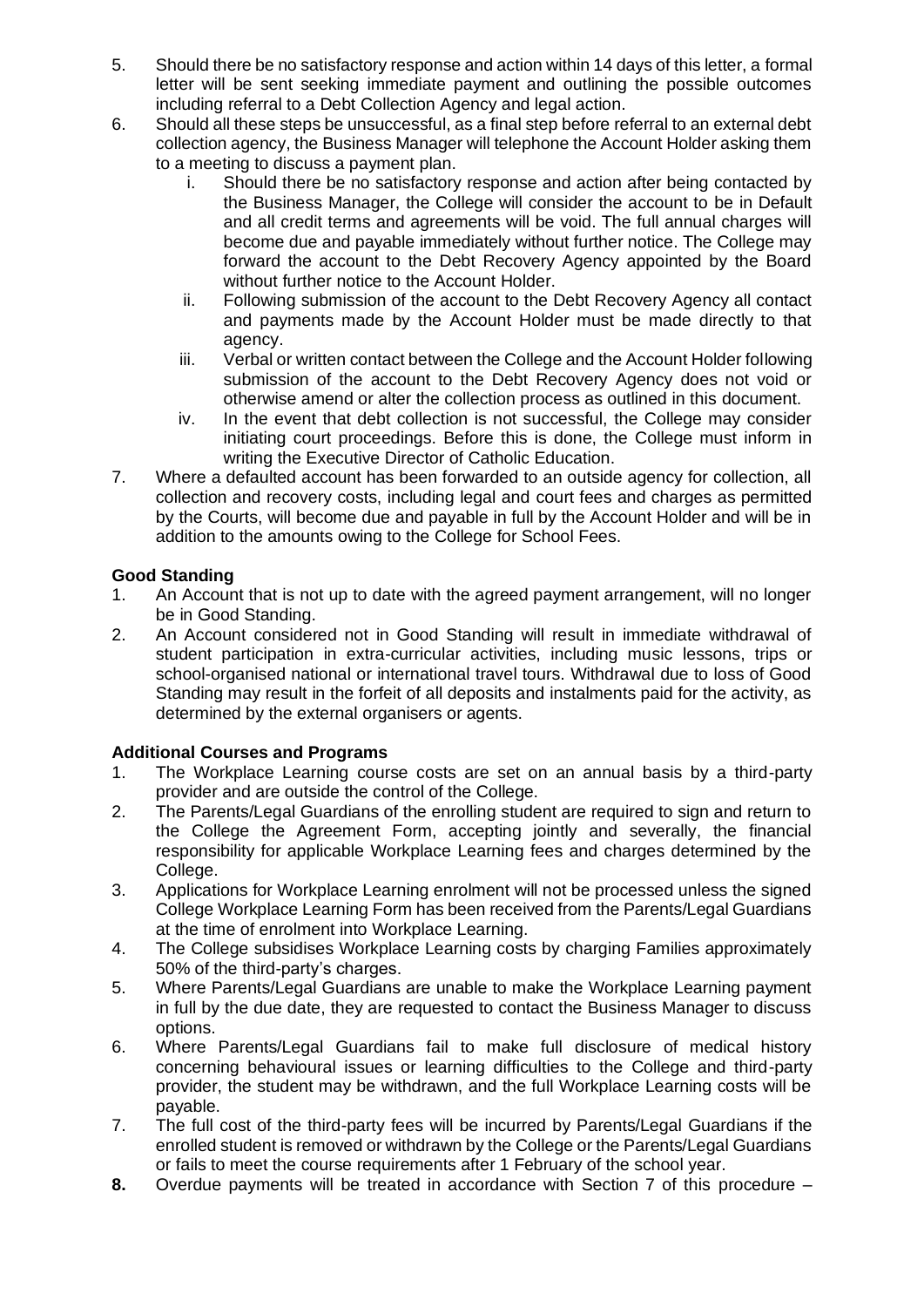5. Should there be no satisfactory response and action within 14 days of this letter, a formal letter will be sent seeking immediate payment and outlining the possible outcomes including referral to a Debt Collection Agency and legal action.
6. Should all these steps be unsuccessful, as a final step before referral to an external debt collection agency, the Business Manager will telephone the Account Holder asking them to a meeting to discuss a payment plan.
   i. Should there be no satisfactory response and action after being contacted by the Business Manager, the College will consider the account to be in Default and all credit terms and agreements will be void. The full annual charges will become due and payable immediately without further notice. The College may forward the account to the Debt Recovery Agency appointed by the Board without further notice to the Account Holder.
   ii. Following submission of the account to the Debt Recovery Agency all contact and payments made by the Account Holder must be made directly to that agency.
   iii. Verbal or written contact between the College and the Account Holder following submission of the account to the Debt Recovery Agency does not void or otherwise amend or alter the collection process as outlined in this document.
   iv. In the event that debt collection is not successful, the College may consider initiating court proceedings. Before this is done, the College must inform in writing the Executive Director of Catholic Education.
7. Where a defaulted account has been forwarded to an outside agency for collection, all collection and recovery costs, including legal and court fees and charges as permitted by the Courts, will become due and payable in full by the Account Holder and will be in addition to the amounts owing to the College for School Fees.

**Good Standing**

1. An Account that is not up to date with the agreed payment arrangement, will no longer be in Good Standing.
2. An Account considered not in Good Standing will result in immediate withdrawal of student participation in extra-curricular activities, including music lessons, trips or school-organised national or international travel tours. Withdrawal due to loss of Good Standing may result in the forfeit of all deposits and instalments paid for the activity, as determined by the external organisers or agents.

**Additional Courses and Programs**

1. The Workplace Learning course costs are set on an annual basis by a third-party provider and are outside the control of the College.
2. The Parents/Legal Guardians of the enrolling student are required to sign and return to the College the Agreement Form, accepting jointly and severally, the financial responsibility for applicable Workplace Learning fees and charges determined by the College.
3. Applications for Workplace Learning enrolment will not be processed unless the signed College Workplace Learning Form has been received from the Parents/Legal Guardians at the time of enrolment into Workplace Learning.
4. The College subsidises Workplace Learning costs by charging Families approximately 50% of the third-party's charges.
5. Where Parents/Legal Guardians are unable to make the Workplace Learning payment in full by the due date, they are requested to contact the Business Manager to discuss options.
6. Where Parents/Legal Guardians fail to make full disclosure of medical history concerning behavioural issues or learning difficulties to the College and third-party provider, the student may be withdrawn, and the full Workplace Learning costs will be payable.
7. The full cost of the third-party fees will be incurred by Parents/Legal Guardians if the enrolled student is removed or withdrawn by the College or the Parents/Legal Guardians or fails to meet the course requirements after 1 February of the school year.
8. Overdue payments will be treated in accordance with Section 7 of this procedure –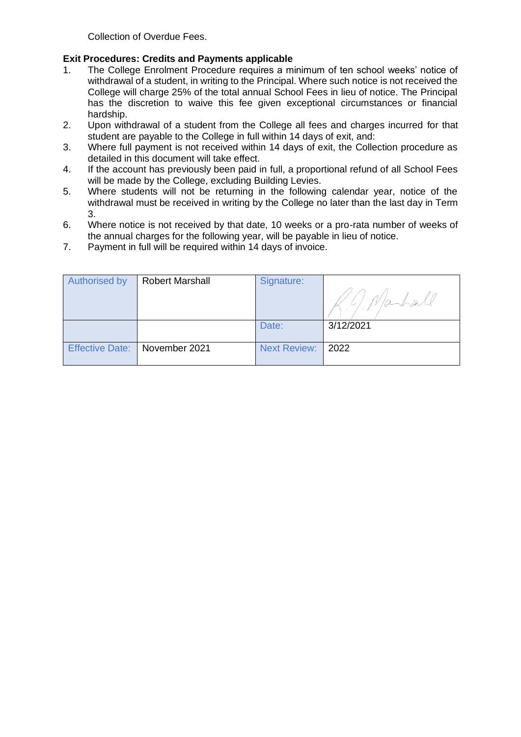Collection of Overdue Fees.

**Exit Procedures: Credits and Payments applicable**

1. The College Enrolment Procedure requires a minimum of ten school weeks' notice of withdrawal of a student, in writing to the Principal. Where such notice is not received the College will charge 25% of the total annual School Fees in lieu of notice. The Principal has the discretion to waive this fee given exceptional circumstances or financial hardship.
2. Upon withdrawal of a student from the College all fees and charges incurred for that student are payable to the College in full within 14 days of exit, and:
3. Where full payment is not received within 14 days of exit, the Collection procedure as detailed in this document will take effect.
4. If the account has previously been paid in full, a proportional refund of all School Fees will be made by the College, excluding Building Levies.
5. Where students will not be returning in the following calendar year, notice of the withdrawal must be received in writing by the College no later than the last day in Term 3.
6. Where notice is not received by that date, 10 weeks or a pro-rata number of weeks of the annual charges for the following year, will be payable in lieu of notice.
7. Payment in full will be required within 14 days of invoice.

| | | | |
|---|---|---|---|
| Authorised by | Robert Marshall | Signature: | R.J. Marshall |
| | | Date: | 3/12/2021 |
| Effective Date: | November 2021 | Next Review: | 2022 |